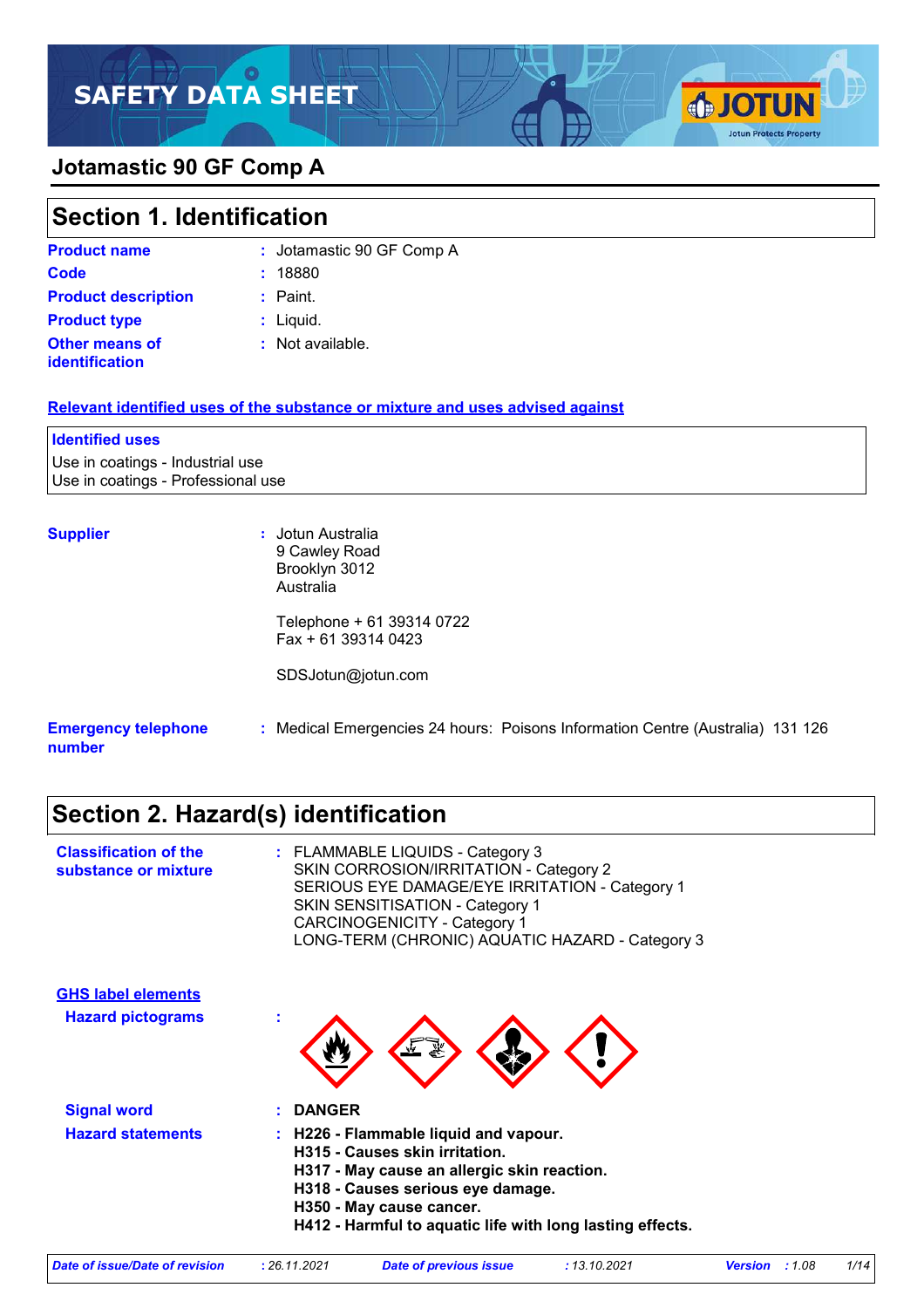# SAFETY DATA SHEET

## Jotamastic 90 GF Comp A

## Section 1. Identification

**Product name** : Jotamastic 90 GF Comp A

**Code** : 18880

**Product description** : Paint.

**Product type** : Liquid.

**Other means of identification** : Not available.

### Relevant identified uses of the substance or mixture and uses advised against

**Identified uses**

Use in coatings - Industrial use
Use in coatings - Professional use

**Supplier** : Jotun Australia
9 Cawley Road
Brooklyn 3012
Australia

Telephone + 61 39314 0722
Fax + 61 39314 0423

SDSJotun@jotun.com

**Emergency telephone number** : Medical Emergencies 24 hours: Poisons Information Centre (Australia) 131 126

## Section 2. Hazard(s) identification

**Classification of the substance or mixture** : FLAMMABLE LIQUIDS - Category 3
SKIN CORROSION/IRRITATION - Category 2
SERIOUS EYE DAMAGE/EYE IRRITATION - Category 1
SKIN SENSITISATION - Category 1
CARCINOGENICITY - Category 1
LONG-TERM (CHRONIC) AQUATIC HAZARD - Category 3

### GHS label elements

**Hazard pictograms** :

**Signal word** : **DANGER**

**Hazard statements** :
**H226 - Flammable liquid and vapour.**
**H315 - Causes skin irritation.**
**H317 - May cause an allergic skin reaction.**
**H318 - Causes serious eye damage.**
**H350 - May cause cancer.**
**H412 - Harmful to aquatic life with long lasting effects.**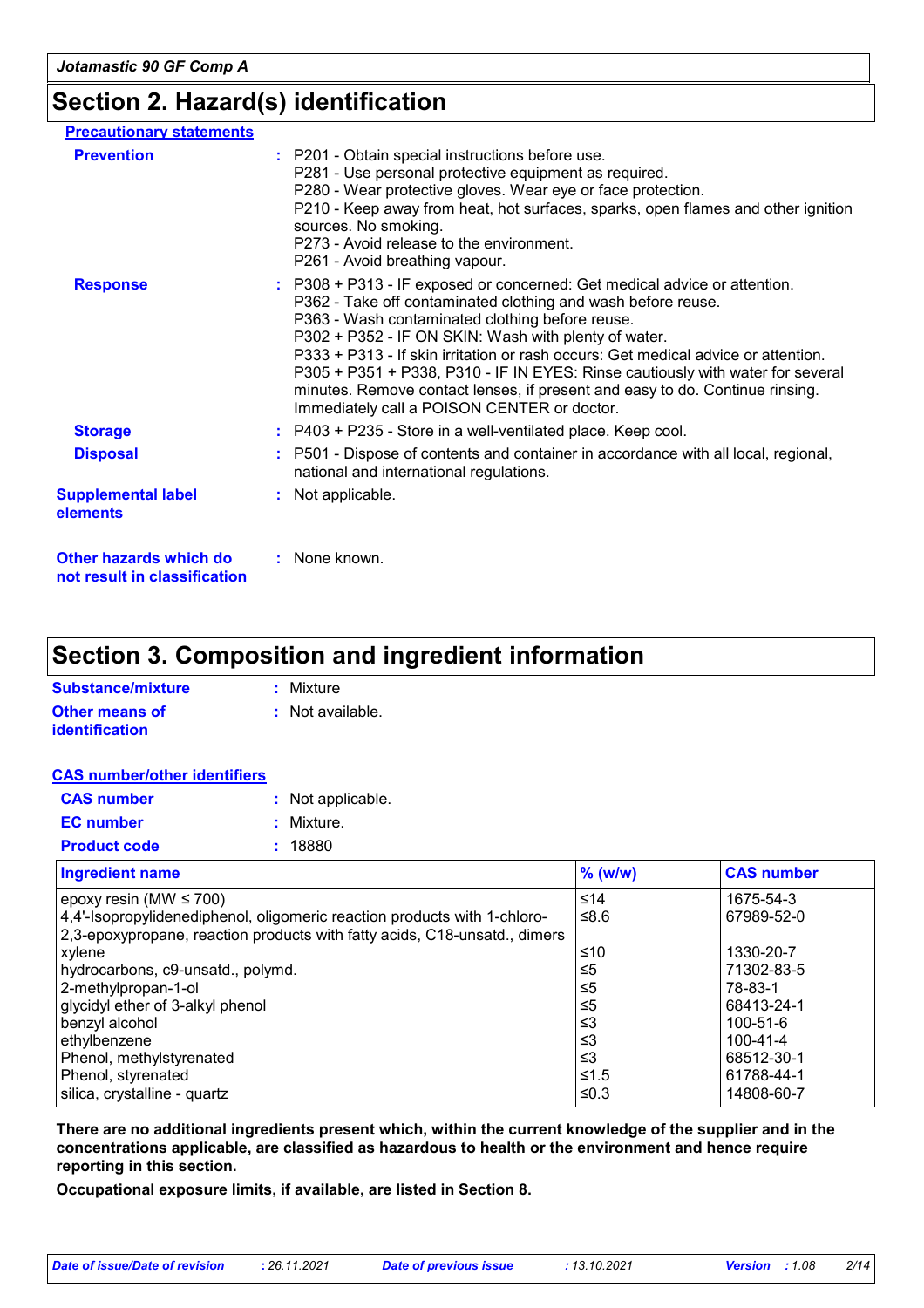## Section 2. Hazard(s) identification

**Precautionary statements**

**Prevention** : P201 - Obtain special instructions before use.
P281 - Use personal protective equipment as required.
P280 - Wear protective gloves. Wear eye or face protection.
P210 - Keep away from heat, hot surfaces, sparks, open flames and other ignition sources. No smoking.
P273 - Avoid release to the environment.
P261 - Avoid breathing vapour.

**Response** : P308 + P313 - IF exposed or concerned: Get medical advice or attention.
P362 - Take off contaminated clothing and wash before reuse.
P363 - Wash contaminated clothing before reuse.
P302 + P352 - IF ON SKIN: Wash with plenty of water.
P333 + P313 - If skin irritation or rash occurs: Get medical advice or attention.
P305 + P351 + P338, P310 - IF IN EYES: Rinse cautiously with water for several minutes. Remove contact lenses, if present and easy to do. Continue rinsing. Immediately call a POISON CENTER or doctor.

**Storage** : P403 + P235 - Store in a well-ventilated place. Keep cool.

**Disposal** : P501 - Dispose of contents and container in accordance with all local, regional, national and international regulations.

**Supplemental label elements** : Not applicable.

**Other hazards which do not result in classification** : None known.

## Section 3. Composition and ingredient information

**Substance/mixture** : Mixture

**Other means of identification** : Not available.

**CAS number/other identifiers**

**CAS number** : Not applicable.

**EC number** : Mixture.

**Product code** : 18880

| Ingredient name | % (w/w) | CAS number |
|---|---|---|
| epoxy resin (MW ≤ 700) | ≤14 | 1675-54-3 |
| 4,4'-Isopropylidenediphenol, oligomeric reaction products with 1-chloro-2,3-epoxypropane, reaction products with fatty acids, C18-unsatd., dimers | ≤8.6 | 67989-52-0 |
| xylene | ≤10 | 1330-20-7 |
| hydrocarbons, c9-unsatd., polymd. | ≤5 | 71302-83-5 |
| 2-methylpropan-1-ol | ≤5 | 78-83-1 |
| glycidyl ether of 3-alkyl phenol | ≤5 | 68413-24-1 |
| benzyl alcohol | ≤3 | 100-51-6 |
| ethylbenzene | ≤3 | 100-41-4 |
| Phenol, methylstyrenated | ≤3 | 68512-30-1 |
| Phenol, styrenated | ≤1.5 | 61788-44-1 |
| silica, crystalline - quartz | ≤0.3 | 14808-60-7 |

**There are no additional ingredients present which, within the current knowledge of the supplier and in the concentrations applicable, are classified as hazardous to health or the environment and hence require reporting in this section.**

**Occupational exposure limits, if available, are listed in Section 8.**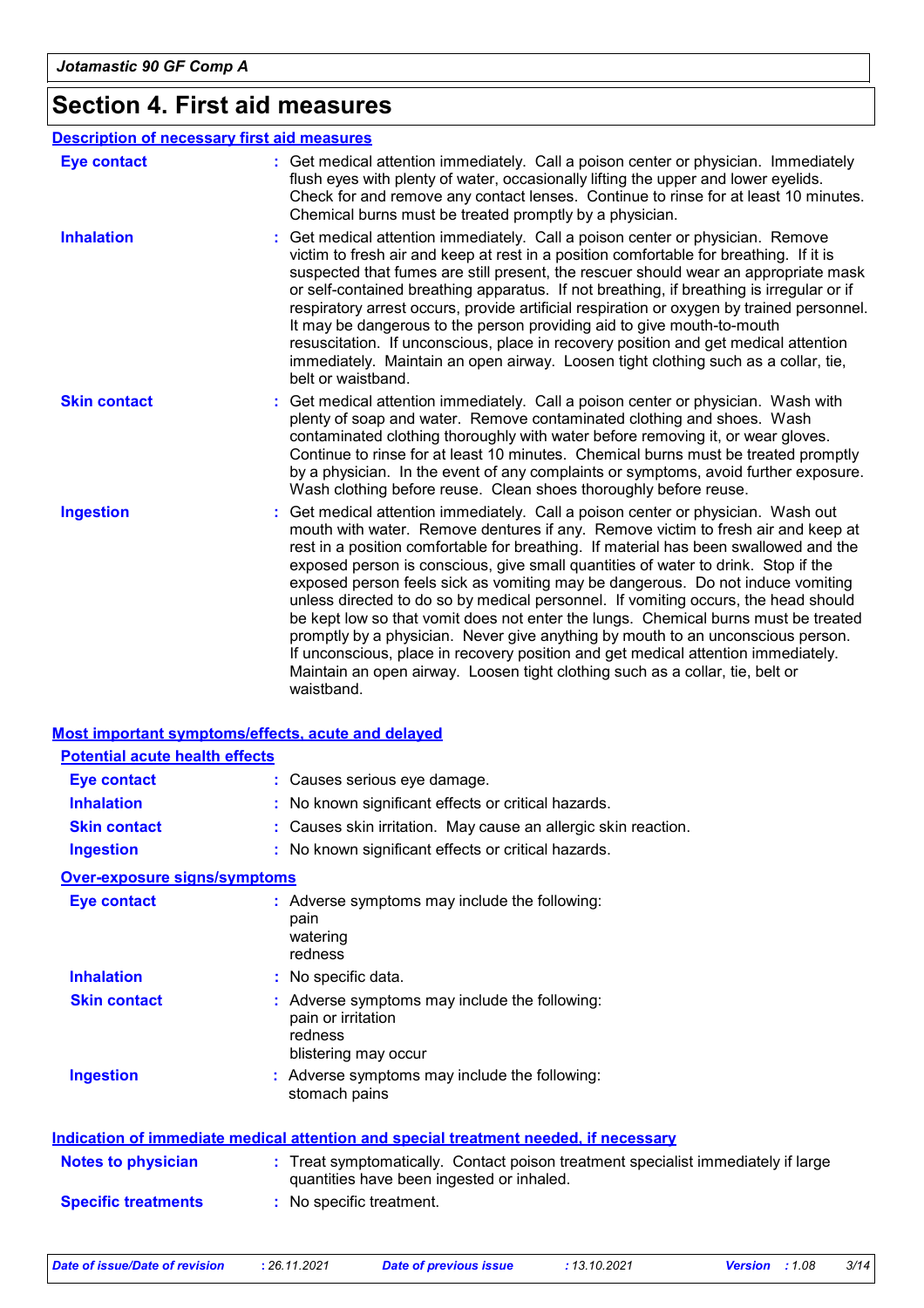# Section 4. First aid measures

## Description of necessary first aid measures

**Eye contact** : Get medical attention immediately. Call a poison center or physician. Immediately flush eyes with plenty of water, occasionally lifting the upper and lower eyelids. Check for and remove any contact lenses. Continue to rinse for at least 10 minutes. Chemical burns must be treated promptly by a physician.

**Inhalation** : Get medical attention immediately. Call a poison center or physician. Remove victim to fresh air and keep at rest in a position comfortable for breathing. If it is suspected that fumes are still present, the rescuer should wear an appropriate mask or self-contained breathing apparatus. If not breathing, if breathing is irregular or if respiratory arrest occurs, provide artificial respiration or oxygen by trained personnel. It may be dangerous to the person providing aid to give mouth-to-mouth resuscitation. If unconscious, place in recovery position and get medical attention immediately. Maintain an open airway. Loosen tight clothing such as a collar, tie, belt or waistband.

**Skin contact** : Get medical attention immediately. Call a poison center or physician. Wash with plenty of soap and water. Remove contaminated clothing and shoes. Wash contaminated clothing thoroughly with water before removing it, or wear gloves. Continue to rinse for at least 10 minutes. Chemical burns must be treated promptly by a physician. In the event of any complaints or symptoms, avoid further exposure. Wash clothing before reuse. Clean shoes thoroughly before reuse.

**Ingestion** : Get medical attention immediately. Call a poison center or physician. Wash out mouth with water. Remove dentures if any. Remove victim to fresh air and keep at rest in a position comfortable for breathing. If material has been swallowed and the exposed person is conscious, give small quantities of water to drink. Stop if the exposed person feels sick as vomiting may be dangerous. Do not induce vomiting unless directed to do so by medical personnel. If vomiting occurs, the head should be kept low so that vomit does not enter the lungs. Chemical burns must be treated promptly by a physician. Never give anything by mouth to an unconscious person. If unconscious, place in recovery position and get medical attention immediately. Maintain an open airway. Loosen tight clothing such as a collar, tie, belt or waistband.

## Most important symptoms/effects, acute and delayed

### Potential acute health effects

**Eye contact** : Causes serious eye damage.

**Inhalation** : No known significant effects or critical hazards.

**Skin contact** : Causes skin irritation. May cause an allergic skin reaction.

**Ingestion** : No known significant effects or critical hazards.

### Over-exposure signs/symptoms

**Eye contact** : Adverse symptoms may include the following:
pain
watering
redness

**Inhalation** : No specific data.

**Skin contact** : Adverse symptoms may include the following:
pain or irritation
redness
blistering may occur

**Ingestion** : Adverse symptoms may include the following:
stomach pains

## Indication of immediate medical attention and special treatment needed, if necessary

**Notes to physician** : Treat symptomatically. Contact poison treatment specialist immediately if large quantities have been ingested or inhaled.

**Specific treatments** : No specific treatment.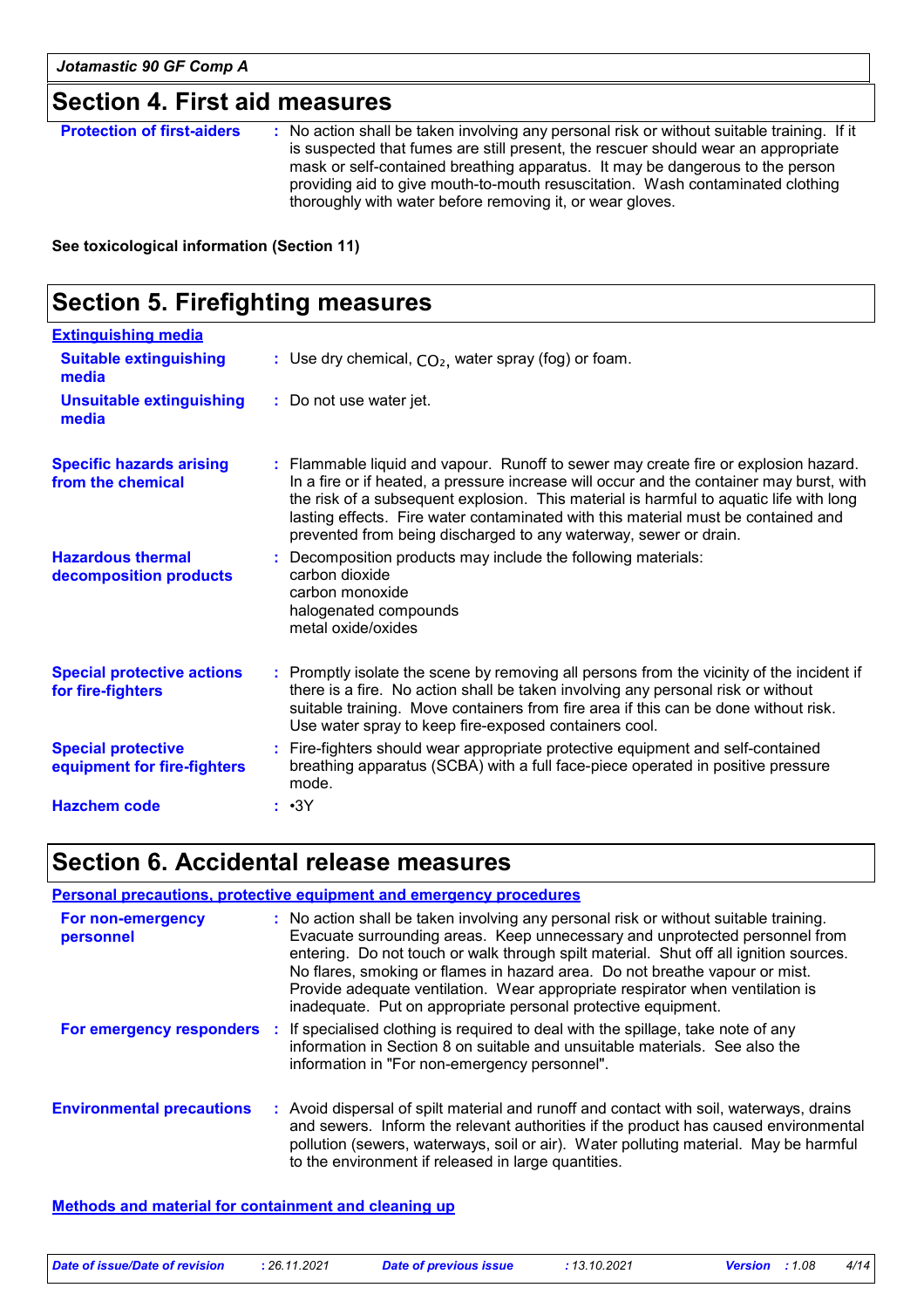## Section 4. First aid measures

**Protection of first-aiders** : No action shall be taken involving any personal risk or without suitable training. If it is suspected that fumes are still present, the rescuer should wear an appropriate mask or self-contained breathing apparatus. It may be dangerous to the person providing aid to give mouth-to-mouth resuscitation. Wash contaminated clothing thoroughly with water before removing it, or wear gloves.

**See toxicological information (Section 11)**

## Section 5. Firefighting measures

### Extinguishing media

**Suitable extinguishing media** : Use dry chemical, $CO_2$, water spray (fog) or foam.

**Unsuitable extinguishing media** : Do not use water jet.

**Specific hazards arising from the chemical** : Flammable liquid and vapour. Runoff to sewer may create fire or explosion hazard. In a fire or if heated, a pressure increase will occur and the container may burst, with the risk of a subsequent explosion. This material is harmful to aquatic life with long lasting effects. Fire water contaminated with this material must be contained and prevented from being discharged to any waterway, sewer or drain.

**Hazardous thermal decomposition products** : Decomposition products may include the following materials:
carbon dioxide
carbon monoxide
halogenated compounds
metal oxide/oxides

**Special protective actions for fire-fighters** : Promptly isolate the scene by removing all persons from the vicinity of the incident if there is a fire. No action shall be taken involving any personal risk or without suitable training. Move containers from fire area if this can be done without risk. Use water spray to keep fire-exposed containers cool.

**Special protective equipment for fire-fighters** : Fire-fighters should wear appropriate protective equipment and self-contained breathing apparatus (SCBA) with a full face-piece operated in positive pressure mode.

**Hazchem code** : •3Y

## Section 6. Accidental release measures

### Personal precautions, protective equipment and emergency procedures

**For non-emergency personnel** : No action shall be taken involving any personal risk or without suitable training. Evacuate surrounding areas. Keep unnecessary and unprotected personnel from entering. Do not touch or walk through spilt material. Shut off all ignition sources. No flares, smoking or flames in hazard area. Do not breathe vapour or mist. Provide adequate ventilation. Wear appropriate respirator when ventilation is inadequate. Put on appropriate personal protective equipment.

**For emergency responders** : If specialised clothing is required to deal with the spillage, take note of any information in Section 8 on suitable and unsuitable materials. See also the information in "For non-emergency personnel".

**Environmental precautions** : Avoid dispersal of spilt material and runoff and contact with soil, waterways, drains and sewers. Inform the relevant authorities if the product has caused environmental pollution (sewers, waterways, soil or air). Water polluting material. May be harmful to the environment if released in large quantities.

### Methods and material for containment and cleaning up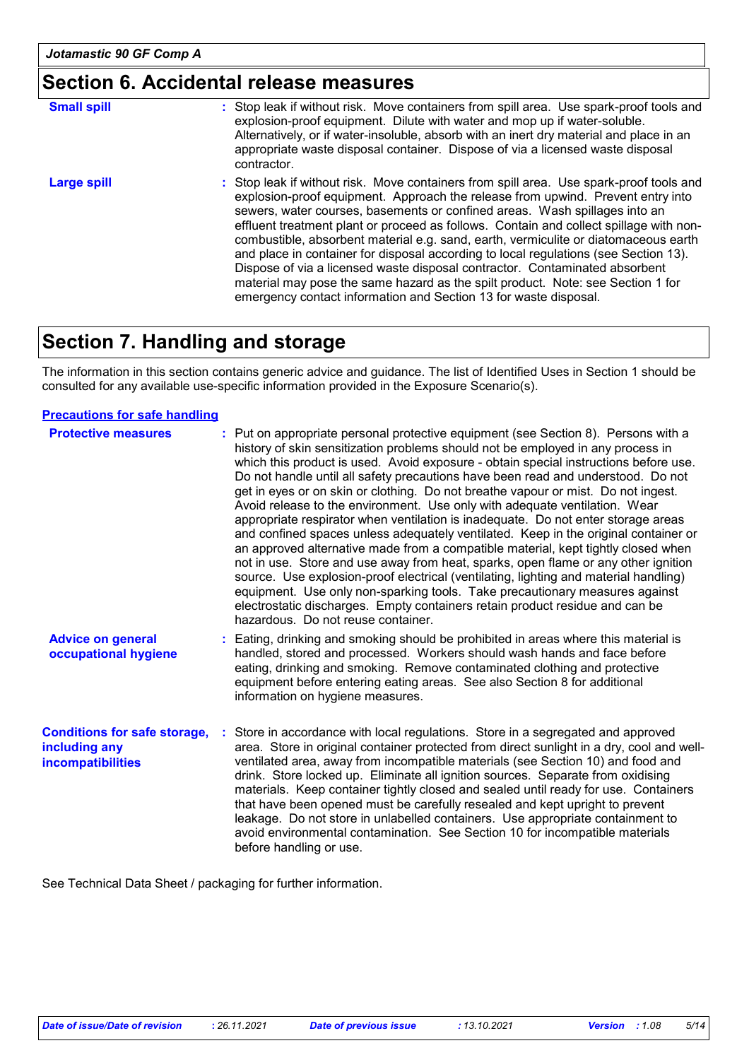## Section 6. Accidental release measures

**Small spill** : Stop leak if without risk. Move containers from spill area. Use spark-proof tools and explosion-proof equipment. Dilute with water and mop up if water-soluble. Alternatively, or if water-insoluble, absorb with an inert dry material and place in an appropriate waste disposal container. Dispose of via a licensed waste disposal contractor.

**Large spill** : Stop leak if without risk. Move containers from spill area. Use spark-proof tools and explosion-proof equipment. Approach the release from upwind. Prevent entry into sewers, water courses, basements or confined areas. Wash spillages into an effluent treatment plant or proceed as follows. Contain and collect spillage with non-combustible, absorbent material e.g. sand, earth, vermiculite or diatomaceous earth and place in container for disposal according to local regulations (see Section 13). Dispose of via a licensed waste disposal contractor. Contaminated absorbent material may pose the same hazard as the spilt product. Note: see Section 1 for emergency contact information and Section 13 for waste disposal.

## Section 7. Handling and storage

The information in this section contains generic advice and guidance. The list of Identified Uses in Section 1 should be consulted for any available use-specific information provided in the Exposure Scenario(s).

### Precautions for safe handling

**Protective measures** : Put on appropriate personal protective equipment (see Section 8). Persons with a history of skin sensitization problems should not be employed in any process in which this product is used. Avoid exposure - obtain special instructions before use. Do not handle until all safety precautions have been read and understood. Do not get in eyes or on skin or clothing. Do not breathe vapour or mist. Do not ingest. Avoid release to the environment. Use only with adequate ventilation. Wear appropriate respirator when ventilation is inadequate. Do not enter storage areas and confined spaces unless adequately ventilated. Keep in the original container or an approved alternative made from a compatible material, kept tightly closed when not in use. Store and use away from heat, sparks, open flame or any other ignition source. Use explosion-proof electrical (ventilating, lighting and material handling) equipment. Use only non-sparking tools. Take precautionary measures against electrostatic discharges. Empty containers retain product residue and can be hazardous. Do not reuse container.

**Advice on general occupational hygiene** : Eating, drinking and smoking should be prohibited in areas where this material is handled, stored and processed. Workers should wash hands and face before eating, drinking and smoking. Remove contaminated clothing and protective equipment before entering eating areas. See also Section 8 for additional information on hygiene measures.

**Conditions for safe storage, including any incompatibilities** : Store in accordance with local regulations. Store in a segregated and approved area. Store in original container protected from direct sunlight in a dry, cool and well-ventilated area, away from incompatible materials (see Section 10) and food and drink. Store locked up. Eliminate all ignition sources. Separate from oxidising materials. Keep container tightly closed and sealed until ready for use. Containers that have been opened must be carefully resealed and kept upright to prevent leakage. Do not store in unlabelled containers. Use appropriate containment to avoid environmental contamination. See Section 10 for incompatible materials before handling or use.

See Technical Data Sheet / packaging for further information.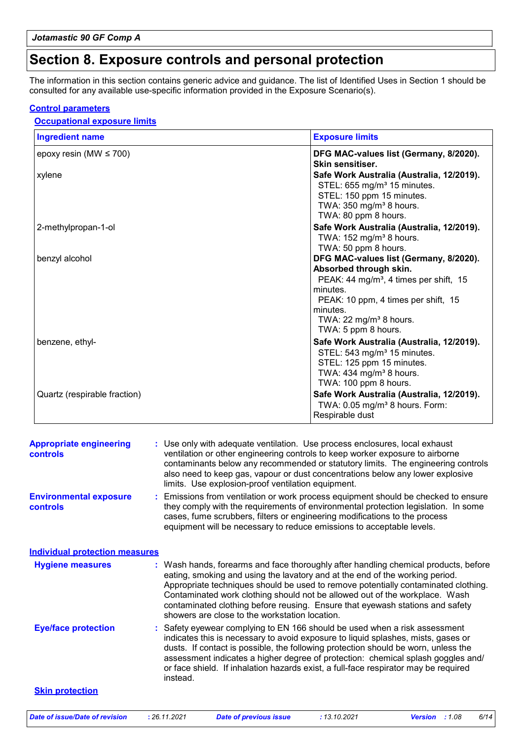# Section 8. Exposure controls and personal protection

The information in this section contains generic advice and guidance. The list of Identified Uses in Section 1 should be consulted for any available use-specific information provided in the Exposure Scenario(s).

## Control parameters

### Occupational exposure limits

| Ingredient name | Exposure limits |
|---|---|
| epoxy resin (MW ≤ 700) | **DFG MAC-values list (Germany, 8/2020). Skin sensitiser.** |
| xylene | **Safe Work Australia (Australia, 12/2019).**<br>STEL: 655 mg/m³ 15 minutes.<br>STEL: 150 ppm 15 minutes.<br>TWA: 350 mg/m³ 8 hours.<br>TWA: 80 ppm 8 hours. |
| 2-methylpropan-1-ol | **Safe Work Australia (Australia, 12/2019).**<br>TWA: 152 mg/m³ 8 hours.<br>TWA: 50 ppm 8 hours. |
| benzyl alcohol | **DFG MAC-values list (Germany, 8/2020). Absorbed through skin.**<br>PEAK: 44 mg/m³, 4 times per shift, 15 minutes.<br>PEAK: 10 ppm, 4 times per shift, 15 minutes.<br>TWA: 22 mg/m³ 8 hours.<br>TWA: 5 ppm 8 hours. |
| benzene, ethyl- | **Safe Work Australia (Australia, 12/2019).**<br>STEL: 543 mg/m³ 15 minutes.<br>STEL: 125 ppm 15 minutes.<br>TWA: 434 mg/m³ 8 hours.<br>TWA: 100 ppm 8 hours. |
| Quartz (respirable fraction) | **Safe Work Australia (Australia, 12/2019).**<br>TWA: 0.05 mg/m³ 8 hours. Form: Respirable dust |

**Appropriate engineering controls** : Use only with adequate ventilation. Use process enclosures, local exhaust ventilation or other engineering controls to keep worker exposure to airborne contaminants below any recommended or statutory limits. The engineering controls also need to keep gas, vapour or dust concentrations below any lower explosive limits. Use explosion-proof ventilation equipment.

**Environmental exposure controls** : Emissions from ventilation or work process equipment should be checked to ensure they comply with the requirements of environmental protection legislation. In some cases, fume scrubbers, filters or engineering modifications to the process equipment will be necessary to reduce emissions to acceptable levels.

## Individual protection measures

**Hygiene measures** : Wash hands, forearms and face thoroughly after handling chemical products, before eating, smoking and using the lavatory and at the end of the working period. Appropriate techniques should be used to remove potentially contaminated clothing. Contaminated work clothing should not be allowed out of the workplace. Wash contaminated clothing before reusing. Ensure that eyewash stations and safety showers are close to the workstation location.

**Eye/face protection** : Safety eyewear complying to EN 166 should be used when a risk assessment indicates this is necessary to avoid exposure to liquid splashes, mists, gases or dusts. If contact is possible, the following protection should be worn, unless the assessment indicates a higher degree of protection: chemical splash goggles and/ or face shield. If inhalation hazards exist, a full-face respirator may be required instead.

### Skin protection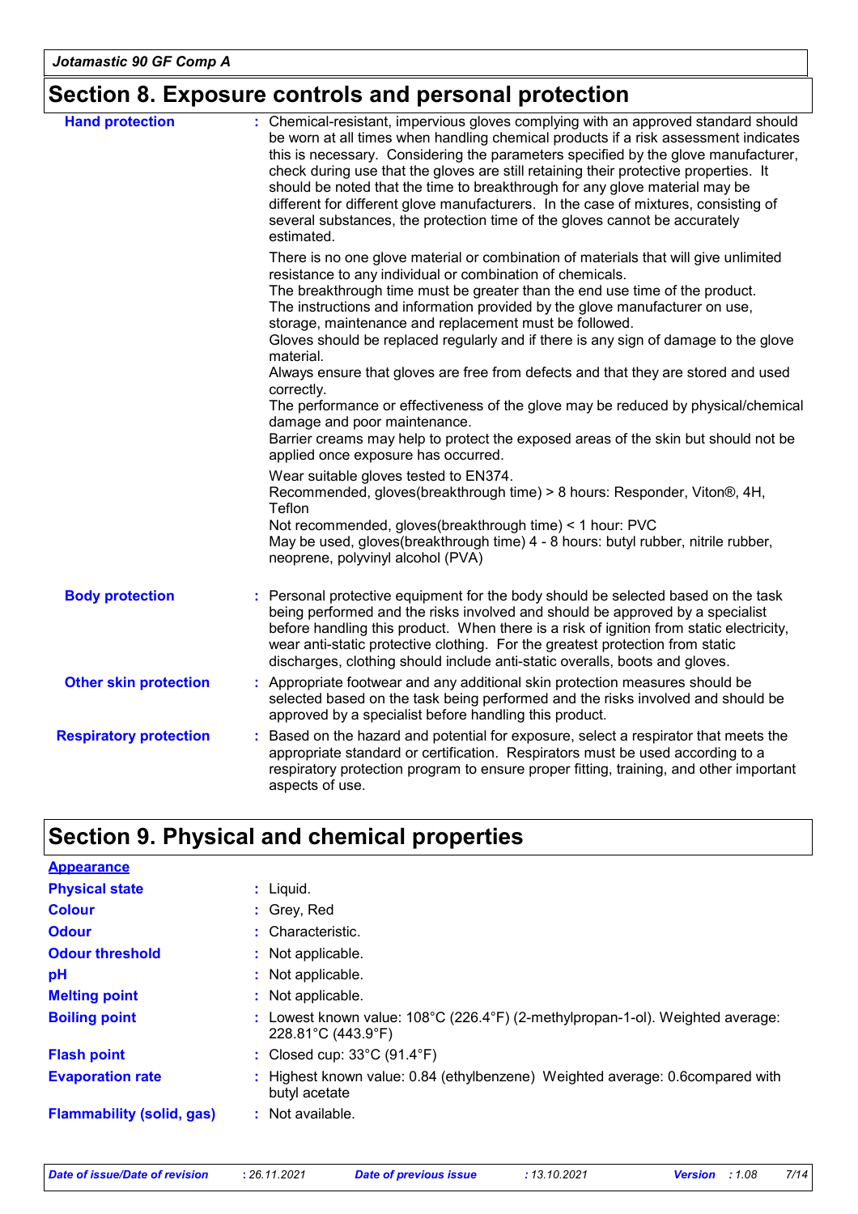## Section 8. Exposure controls and personal protection

**Hand protection** : Chemical-resistant, impervious gloves complying with an approved standard should be worn at all times when handling chemical products if a risk assessment indicates this is necessary. Considering the parameters specified by the glove manufacturer, check during use that the gloves are still retaining their protective properties. It should be noted that the time to breakthrough for any glove material may be different for different glove manufacturers. In the case of mixtures, consisting of several substances, the protection time of the gloves cannot be accurately estimated.

There is no one glove material or combination of materials that will give unlimited resistance to any individual or combination of chemicals.
The breakthrough time must be greater than the end use time of the product.
The instructions and information provided by the glove manufacturer on use, storage, maintenance and replacement must be followed.
Gloves should be replaced regularly and if there is any sign of damage to the glove material.
Always ensure that gloves are free from defects and that they are stored and used correctly.
The performance or effectiveness of the glove may be reduced by physical/chemical damage and poor maintenance.
Barrier creams may help to protect the exposed areas of the skin but should not be applied once exposure has occurred.

Wear suitable gloves tested to EN374.
Recommended, gloves(breakthrough time) > 8 hours: Responder, Viton®, 4H, Teflon
Not recommended, gloves(breakthrough time) < 1 hour: PVC
May be used, gloves(breakthrough time) 4 - 8 hours: butyl rubber, nitrile rubber, neoprene, polyvinyl alcohol (PVA)

**Body protection** : Personal protective equipment for the body should be selected based on the task being performed and the risks involved and should be approved by a specialist before handling this product. When there is a risk of ignition from static electricity, wear anti-static protective clothing. For the greatest protection from static discharges, clothing should include anti-static overalls, boots and gloves.

**Other skin protection** : Appropriate footwear and any additional skin protection measures should be selected based on the task being performed and the risks involved and should be approved by a specialist before handling this product.

**Respiratory protection** : Based on the hazard and potential for exposure, select a respirator that meets the appropriate standard or certification. Respirators must be used according to a respiratory protection program to ensure proper fitting, training, and other important aspects of use.

## Section 9. Physical and chemical properties

**Appearance**

| | |
|---|---|
| **Physical state** | : Liquid. |
| **Colour** | : Grey, Red |
| **Odour** | : Characteristic. |
| **Odour threshold** | : Not applicable. |
| **pH** | : Not applicable. |
| **Melting point** | : Not applicable. |
| **Boiling point** | : Lowest known value: 108°C (226.4°F) (2-methylpropan-1-ol). Weighted average: 228.81°C (443.9°F) |
| **Flash point** | : Closed cup: 33°C (91.4°F) |
| **Evaporation rate** | : Highest known value: 0.84 (ethylbenzene) Weighted average: 0.6compared with butyl acetate |
| **Flammability (solid, gas)** | : Not available. |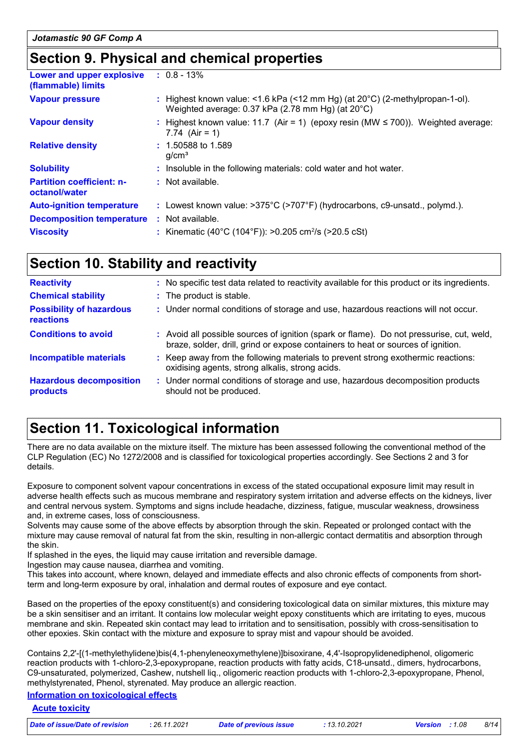## Section 9. Physical and chemical properties

| | |
|---|---|
| **Lower and upper explosive (flammable) limits** | : 0.8 - 13% |
| **Vapour pressure** | : Highest known value: <1.6 kPa (<12 mm Hg) (at 20°C) (2-methylpropan-1-ol). Weighted average: 0.37 kPa (2.78 mm Hg) (at 20°C) |
| **Vapour density** | : Highest known value: 11.7 (Air = 1) (epoxy resin (MW ≤ 700)). Weighted average: 7.74 (Air = 1) |
| **Relative density** | : 1.50588 to 1.589 g/cm³ |
| **Solubility** | : Insoluble in the following materials: cold water and hot water. |
| **Partition coefficient: n-octanol/water** | : Not available. |
| **Auto-ignition temperature** | : Lowest known value: >375°C (>707°F) (hydrocarbons, c9-unsatd., polymd.). |
| **Decomposition temperature** | : Not available. |
| **Viscosity** | : Kinematic (40°C (104°F)): >0.205 cm²/s (>20.5 cSt) |

## Section 10. Stability and reactivity

| | |
|---|---|
| **Reactivity** | : No specific test data related to reactivity available for this product or its ingredients. |
| **Chemical stability** | : The product is stable. |
| **Possibility of hazardous reactions** | : Under normal conditions of storage and use, hazardous reactions will not occur. |
| **Conditions to avoid** | : Avoid all possible sources of ignition (spark or flame). Do not pressurise, cut, weld, braze, solder, drill, grind or expose containers to heat or sources of ignition. |
| **Incompatible materials** | : Keep away from the following materials to prevent strong exothermic reactions: oxidising agents, strong alkalis, strong acids. |
| **Hazardous decomposition products** | : Under normal conditions of storage and use, hazardous decomposition products should not be produced. |

## Section 11. Toxicological information

There are no data available on the mixture itself. The mixture has been assessed following the conventional method of the CLP Regulation (EC) No 1272/2008 and is classified for toxicological properties accordingly. See Sections 2 and 3 for details.

Exposure to component solvent vapour concentrations in excess of the stated occupational exposure limit may result in adverse health effects such as mucous membrane and respiratory system irritation and adverse effects on the kidneys, liver and central nervous system. Symptoms and signs include headache, dizziness, fatigue, muscular weakness, drowsiness and, in extreme cases, loss of consciousness.
Solvents may cause some of the above effects by absorption through the skin. Repeated or prolonged contact with the mixture may cause removal of natural fat from the skin, resulting in non-allergic contact dermatitis and absorption through the skin.
If splashed in the eyes, the liquid may cause irritation and reversible damage.
Ingestion may cause nausea, diarrhea and vomiting.
This takes into account, where known, delayed and immediate effects and also chronic effects of components from short-term and long-term exposure by oral, inhalation and dermal routes of exposure and eye contact.

Based on the properties of the epoxy constituent(s) and considering toxicological data on similar mixtures, this mixture may be a skin sensitiser and an irritant. It contains low molecular weight epoxy constituents which are irritating to eyes, mucous membrane and skin. Repeated skin contact may lead to irritation and to sensitisation, possibly with cross-sensitisation to other epoxies. Skin contact with the mixture and exposure to spray mist and vapour should be avoided.

Contains 2,2'-[(1-methylethylidene)bis(4,1-phenyleneoxymethylene)]bisoxirane, 4,4'-Isopropylidenediphenol, oligomeric reaction products with 1-chloro-2,3-epoxypropane, reaction products with fatty acids, C18-unsatd., dimers, hydrocarbons, C9-unsaturated, polymerized, Cashew, nutshell liq., oligomeric reaction products with 1-chloro-2,3-epoxypropane, Phenol, methylstyrenated, Phenol, styrenated. May produce an allergic reaction.

### Information on toxicological effects

#### Acute toxicity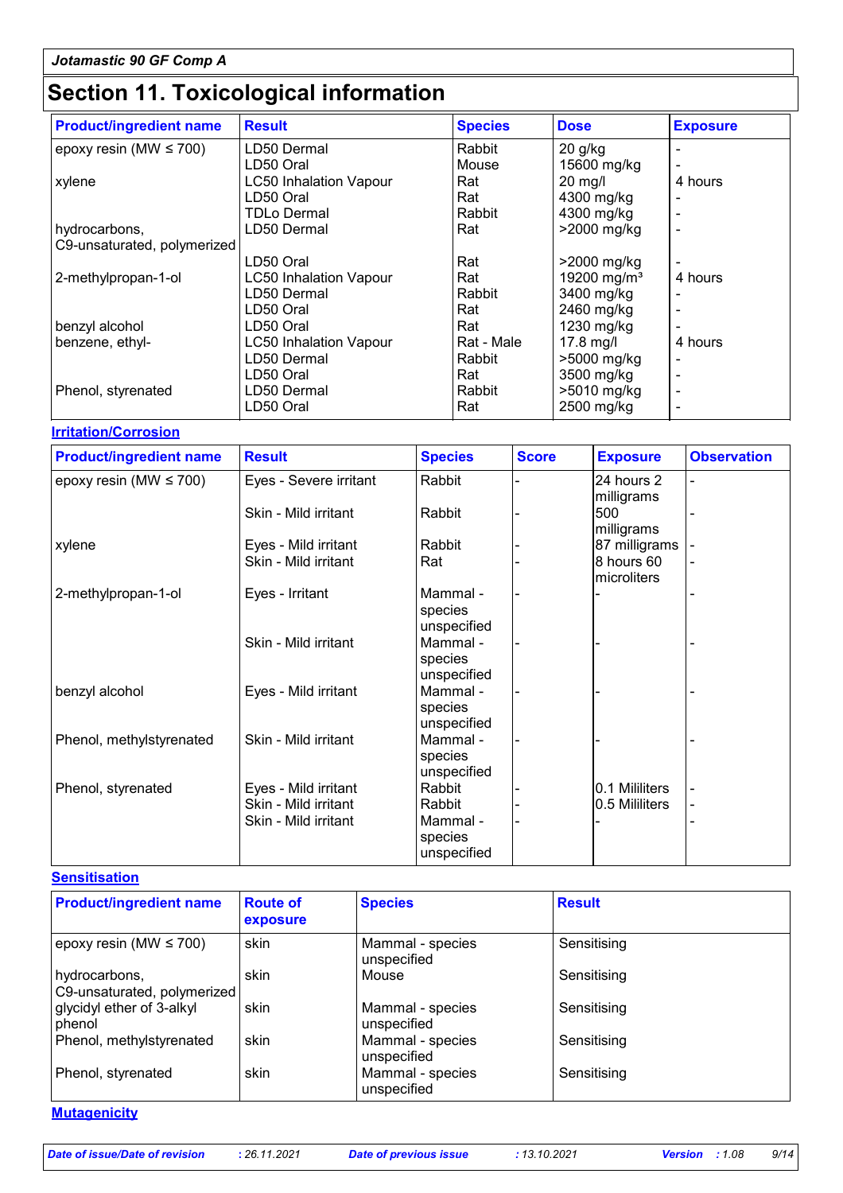# Section 11. Toxicological information

| Product/ingredient name | Result | Species | Dose | Exposure |
|---|---|---|---|---|
| epoxy resin (MW ≤ 700) | LD50 Dermal | Rabbit | 20 g/kg | - |
| | LD50 Oral | Mouse | 15600 mg/kg | - |
| xylene | LC50 Inhalation Vapour | Rat | 20 mg/l | 4 hours |
| | LD50 Oral | Rat | 4300 mg/kg | - |
| | TDLo Dermal | Rabbit | 4300 mg/kg | - |
| hydrocarbons, C9-unsaturated, polymerized | LD50 Dermal | Rat | >2000 mg/kg | - |
| | LD50 Oral | Rat | >2000 mg/kg | - |
| 2-methylpropan-1-ol | LC50 Inhalation Vapour | Rat | 19200 mg/m³ | 4 hours |
| | LD50 Dermal | Rabbit | 3400 mg/kg | - |
| | LD50 Oral | Rat | 2460 mg/kg | - |
| benzyl alcohol | LD50 Oral | Rat | 1230 mg/kg | - |
| benzene, ethyl- | LC50 Inhalation Vapour | Rat - Male | 17.8 mg/l | 4 hours |
| | LD50 Dermal | Rabbit | >5000 mg/kg | - |
| | LD50 Oral | Rat | 3500 mg/kg | - |
| Phenol, styrenated | LD50 Dermal | Rabbit | >5010 mg/kg | - |
| | LD50 Oral | Rat | 2500 mg/kg | - |

**Irritation/Corrosion**

| Product/ingredient name | Result | Species | Score | Exposure | Observation |
|---|---|---|---|---|---|
| epoxy resin (MW ≤ 700) | Eyes - Severe irritant | Rabbit | - | 24 hours 2 milligrams | - |
| | Skin - Mild irritant | Rabbit | - | 500 milligrams | - |
| xylene | Eyes - Mild irritant | Rabbit | - | 87 milligrams | - |
| | Skin - Mild irritant | Rat | - | 8 hours 60 microliters | - |
| 2-methylpropan-1-ol | Eyes - Irritant | Mammal - species unspecified | - | - | - |
| | Skin - Mild irritant | Mammal - species unspecified | - | - | - |
| benzyl alcohol | Eyes - Mild irritant | Mammal - species unspecified | - | - | - |
| Phenol, methylstyrenated | Skin - Mild irritant | Mammal - species unspecified | - | - | - |
| Phenol, styrenated | Eyes - Mild irritant | Rabbit | - | 0.1 Mililiters | - |
| | Skin - Mild irritant | Rabbit | - | 0.5 Mililiters | - |
| | Skin - Mild irritant | Mammal - species unspecified | - | - | - |

**Sensitisation**

| Product/ingredient name | Route of exposure | Species | Result |
|---|---|---|---|
| epoxy resin (MW ≤ 700) | skin | Mammal - species unspecified | Sensitising |
| hydrocarbons, C9-unsaturated, polymerized | skin | Mouse | Sensitising |
| glycidyl ether of 3-alkyl phenol | skin | Mammal - species unspecified | Sensitising |
| Phenol, methylstyrenated | skin | Mammal - species unspecified | Sensitising |
| Phenol, styrenated | skin | Mammal - species unspecified | Sensitising |

**Mutagenicity**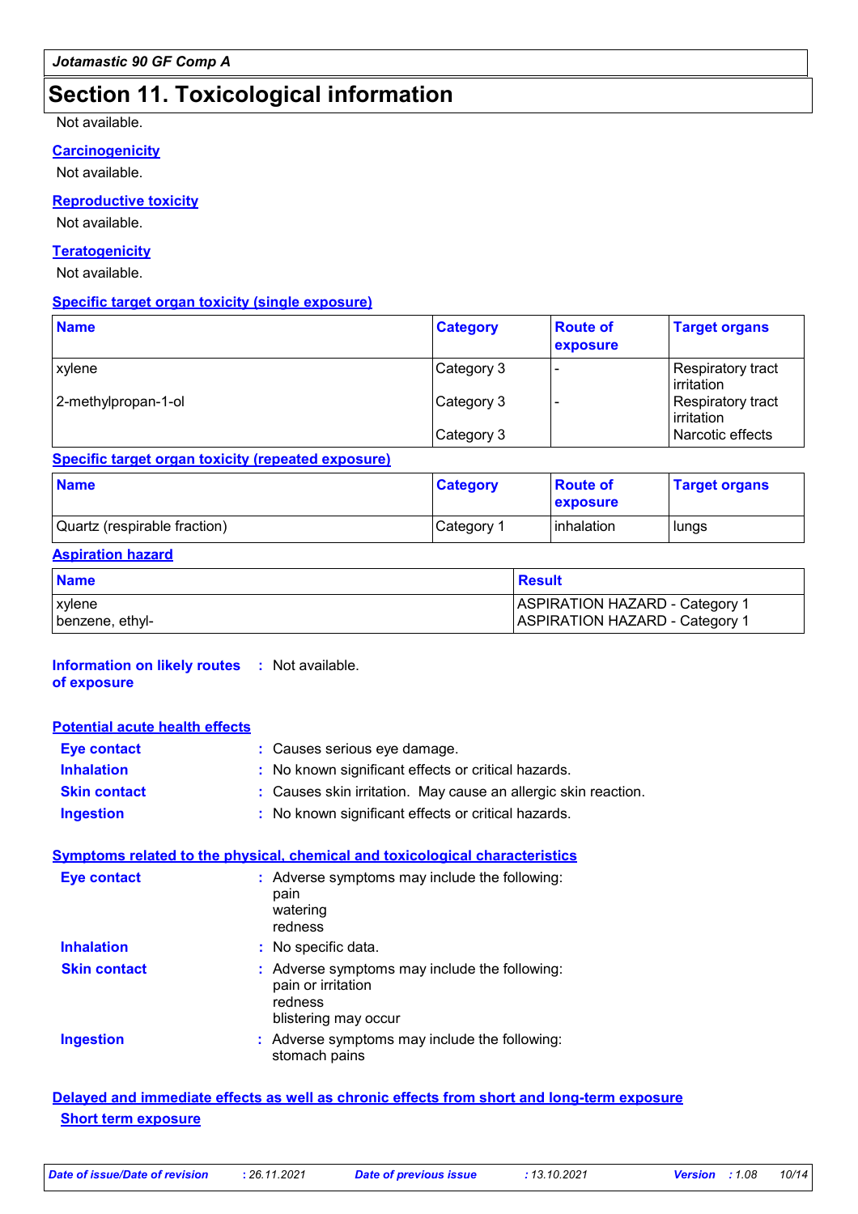# Section 11. Toxicological information

Not available.

**Carcinogenicity**

Not available.

**Reproductive toxicity**

Not available.

**Teratogenicity**

Not available.

**Specific target organ toxicity (single exposure)**

| Name | Category | Route of exposure | Target organs |
|---|---|---|---|
| xylene | Category 3 | - | Respiratory tract irritation |
| 2-methylpropan-1-ol | Category 3 | - | Respiratory tract irritation |
| | Category 3 | | Narcotic effects |

**Specific target organ toxicity (repeated exposure)**

| Name | Category | Route of exposure | Target organs |
|---|---|---|---|
| Quartz (respirable fraction) | Category 1 | inhalation | lungs |

**Aspiration hazard**

| Name | Result |
|---|---|
| xylene | ASPIRATION HAZARD - Category 1 |
| benzene, ethyl- | ASPIRATION HAZARD - Category 1 |

**Information on likely routes of exposure** : Not available.

**Potential acute health effects**

**Eye contact** : Causes serious eye damage.

**Inhalation** : No known significant effects or critical hazards.

**Skin contact** : Causes skin irritation. May cause an allergic skin reaction.

**Ingestion** : No known significant effects or critical hazards.

**Symptoms related to the physical, chemical and toxicological characteristics**

**Eye contact** : Adverse symptoms may include the following:
pain
watering
redness

**Inhalation** : No specific data.

**Skin contact** : Adverse symptoms may include the following:
pain or irritation
redness
blistering may occur

**Ingestion** : Adverse symptoms may include the following:
stomach pains

**Delayed and immediate effects as well as chronic effects from short and long-term exposure**

**Short term exposure**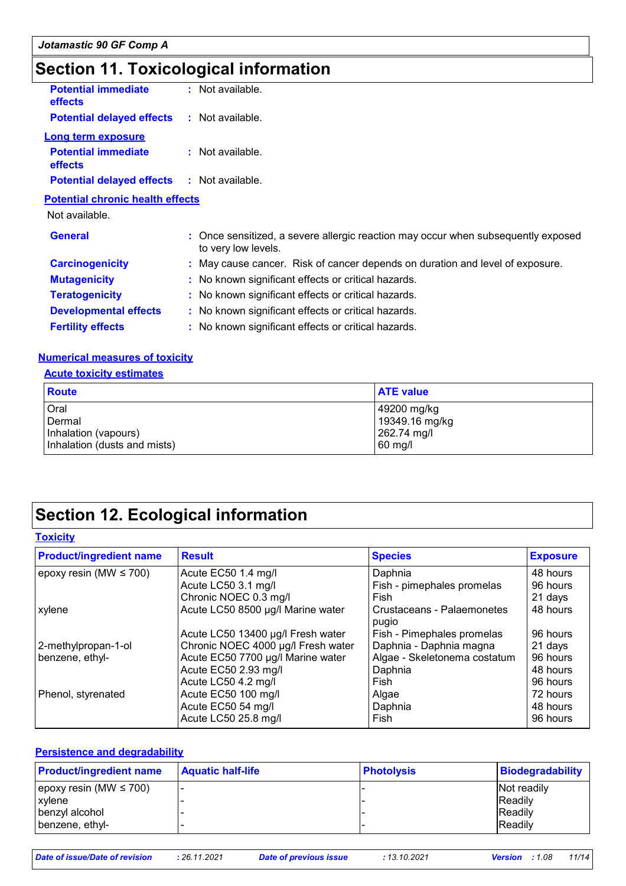# Section 11. Toxicological information

**Potential immediate effects** : Not available.

**Potential delayed effects** : Not available.

**Long term exposure**

**Potential immediate effects** : Not available.

**Potential delayed effects** : Not available.

**Potential chronic health effects**

Not available.

**General** : Once sensitized, a severe allergic reaction may occur when subsequently exposed to very low levels.

**Carcinogenicity** : May cause cancer. Risk of cancer depends on duration and level of exposure.

**Mutagenicity** : No known significant effects or critical hazards.

**Teratogenicity** : No known significant effects or critical hazards.

**Developmental effects** : No known significant effects or critical hazards.

**Fertility effects** : No known significant effects or critical hazards.

**Numerical measures of toxicity**

**Acute toxicity estimates**

| Route | ATE value |
|---|---|
| Oral | 49200 mg/kg |
| Dermal | 19349.16 mg/kg |
| Inhalation (vapours) | 262.74 mg/l |
| Inhalation (dusts and mists) | 60 mg/l |

# Section 12. Ecological information

**Toxicity**

| Product/ingredient name | Result | Species | Exposure |
|---|---|---|---|
| epoxy resin (MW ≤ 700) | Acute EC50 1.4 mg/l | Daphnia | 48 hours |
| | Acute LC50 3.1 mg/l | Fish - pimephales promelas | 96 hours |
| | Chronic NOEC 0.3 mg/l | Fish | 21 days |
| xylene | Acute LC50 8500 µg/l Marine water | Crustaceans - Palaemonetes pugio | 48 hours |
| | Acute LC50 13400 µg/l Fresh water | Fish - Pimephales promelas | 96 hours |
| 2-methylpropan-1-ol | Chronic NOEC 4000 µg/l Fresh water | Daphnia - Daphnia magna | 21 days |
| benzene, ethyl- | Acute EC50 7700 µg/l Marine water | Algae - Skeletonema costatum | 96 hours |
| | Acute EC50 2.93 mg/l | Daphnia | 48 hours |
| | Acute LC50 4.2 mg/l | Fish | 96 hours |
| Phenol, styrenated | Acute EC50 100 mg/l | Algae | 72 hours |
| | Acute EC50 54 mg/l | Daphnia | 48 hours |
| | Acute LC50 25.8 mg/l | Fish | 96 hours |

**Persistence and degradability**

| Product/ingredient name | Aquatic half-life | Photolysis | Biodegradability |
|---|---|---|---|
| epoxy resin (MW ≤ 700) | - | - | Not readily |
| xylene | - | - | Readily |
| benzyl alcohol | - | - | Readily |
| benzene, ethyl- | - | - | Readily |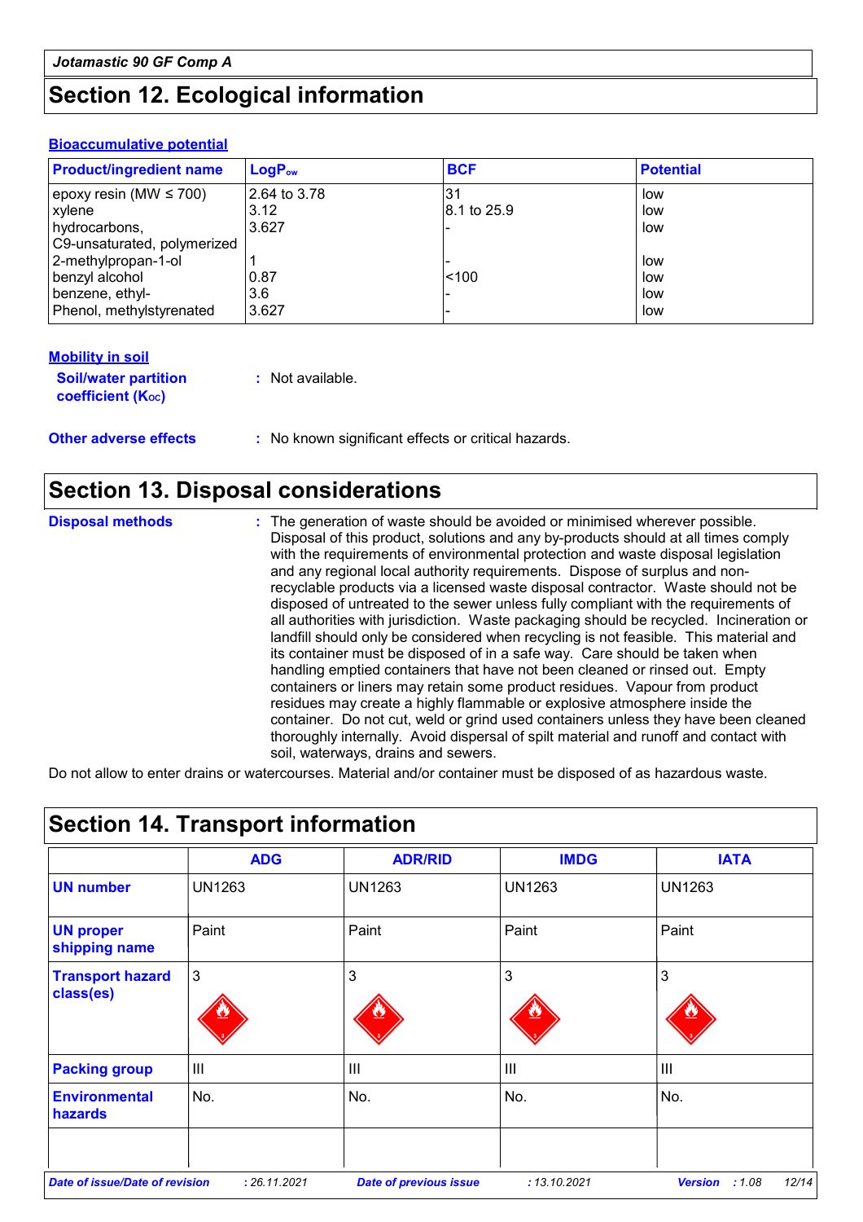## Section 12. Ecological information

**Bioaccumulative potential**

| Product/ingredient name | $LogP_{ow}$ | BCF | Potential |
|---|---|---|---|
| epoxy resin (MW ≤ 700) | 2.64 to 3.78 | 31 | low |
| xylene | 3.12 | 8.1 to 25.9 | low |
| hydrocarbons, C9-unsaturated, polymerized | 3.627 | - | low |
| 2-methylpropan-1-ol | 1 | - | low |
| benzyl alcohol | 0.87 | <100 | low |
| benzene, ethyl- | 3.6 | - | low |
| Phenol, methylstyrenated | 3.627 | - | low |

**Mobility in soil**

**Soil/water partition coefficient ($K_{OC}$)** : Not available.

**Other adverse effects** : No known significant effects or critical hazards.

## Section 13. Disposal considerations

**Disposal methods** : The generation of waste should be avoided or minimised wherever possible. Disposal of this product, solutions and any by-products should at all times comply with the requirements of environmental protection and waste disposal legislation and any regional local authority requirements. Dispose of surplus and non-recyclable products via a licensed waste disposal contractor. Waste should not be disposed of untreated to the sewer unless fully compliant with the requirements of all authorities with jurisdiction. Waste packaging should be recycled. Incineration or landfill should only be considered when recycling is not feasible. This material and its container must be disposed of in a safe way. Care should be taken when handling emptied containers that have not been cleaned or rinsed out. Empty containers or liners may retain some product residues. Vapour from product residues may create a highly flammable or explosive atmosphere inside the container. Do not cut, weld or grind used containers unless they have been cleaned thoroughly internally. Avoid dispersal of spilt material and runoff and contact with soil, waterways, drains and sewers.

Do not allow to enter drains or watercourses. Material and/or container must be disposed of as hazardous waste.

## Section 14. Transport information

| | ADG | ADR/RID | IMDG | IATA |
|---|---|---|---|---|
| **UN number** | UN1263 | UN1263 | UN1263 | UN1263 |
| **UN proper shipping name** | Paint | Paint | Paint | Paint |
| **Transport hazard class(es)** | 3 | 3 | 3 | 3 |
| **Packing group** | III | III | III | III |
| **Environmental hazards** | No. | No. | No. | No. |
| | | | | |

*Date of issue/Date of revision* : 26.11.2021 *Date of previous issue* : 13.10.2021 *Version* : 1.08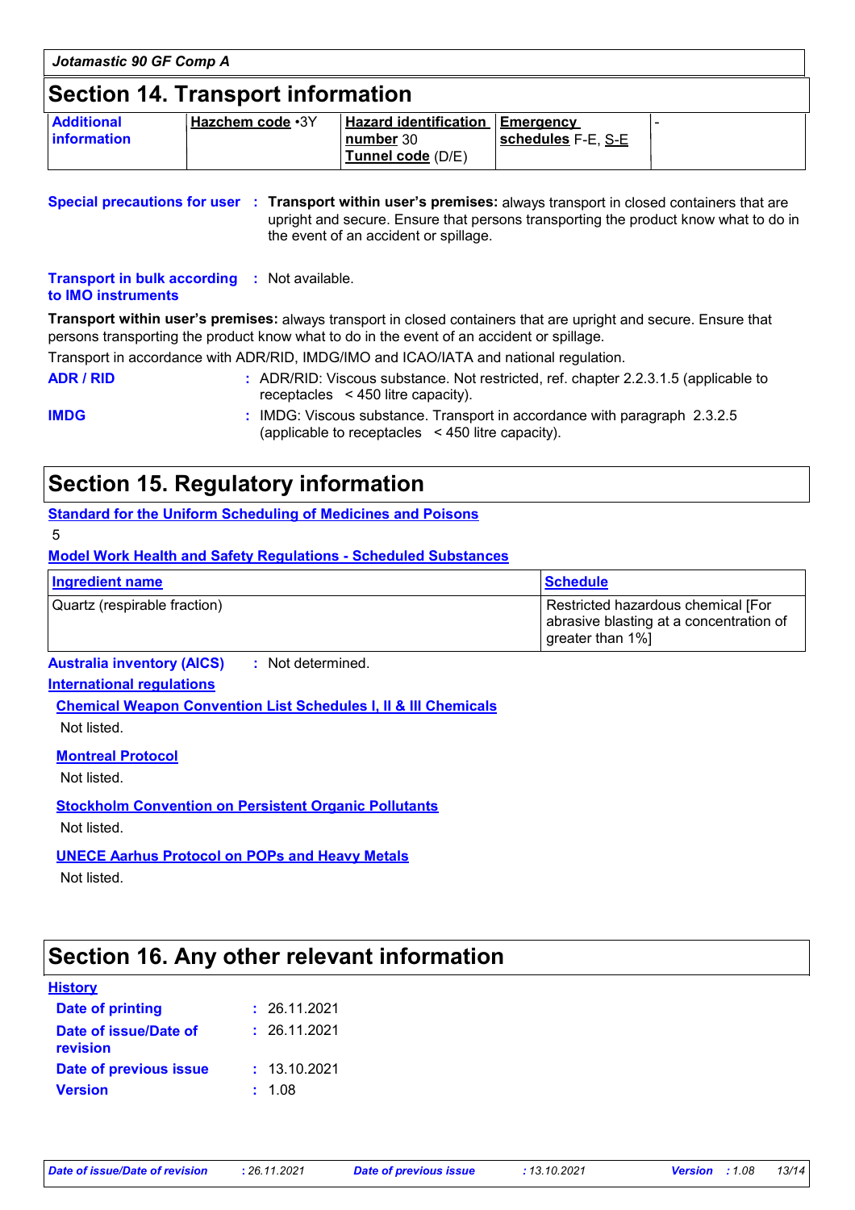Jotamastic 90 GF Comp A

## Section 14. Transport information

| Additional information | Hazchem code •3Y | Hazard identification number 30<br>Tunnel code (D/E) | Emergency schedules F-E, S-E | - |
|---|---|---|---|---|

**Special precautions for user** : **Transport within user's premises:** always transport in closed containers that are upright and secure. Ensure that persons transporting the product know what to do in the event of an accident or spillage.

**Transport in bulk according to IMO instruments** : Not available.

**Transport within user's premises:** always transport in closed containers that are upright and secure. Ensure that persons transporting the product know what to do in the event of an accident or spillage.

Transport in accordance with ADR/RID, IMDG/IMO and ICAO/IATA and national regulation.

**ADR / RID** : ADR/RID: Viscous substance. Not restricted, ref. chapter 2.2.3.1.5 (applicable to receptacles < 450 litre capacity).

**IMDG** : IMDG: Viscous substance. Transport in accordance with paragraph 2.3.2.5 (applicable to receptacles < 450 litre capacity).

## Section 15. Regulatory information

**Standard for the Uniform Scheduling of Medicines and Poisons**

5

**Model Work Health and Safety Regulations - Scheduled Substances**

| Ingredient name | Schedule |
|---|---|
| Quartz (respirable fraction) | Restricted hazardous chemical [For abrasive blasting at a concentration of greater than 1%] |

**Australia inventory (AICS)** : Not determined.

**International regulations**

**Chemical Weapon Convention List Schedules I, II & III Chemicals**

Not listed.

**Montreal Protocol**

Not listed.

**Stockholm Convention on Persistent Organic Pollutants**

Not listed.

**UNECE Aarhus Protocol on POPs and Heavy Metals**

Not listed.

## Section 16. Any other relevant information

**History**

**Date of printing** : 26.11.2021

**Date of issue/Date of revision** : 26.11.2021

**Date of previous issue** : 13.10.2021

**Version** : 1.08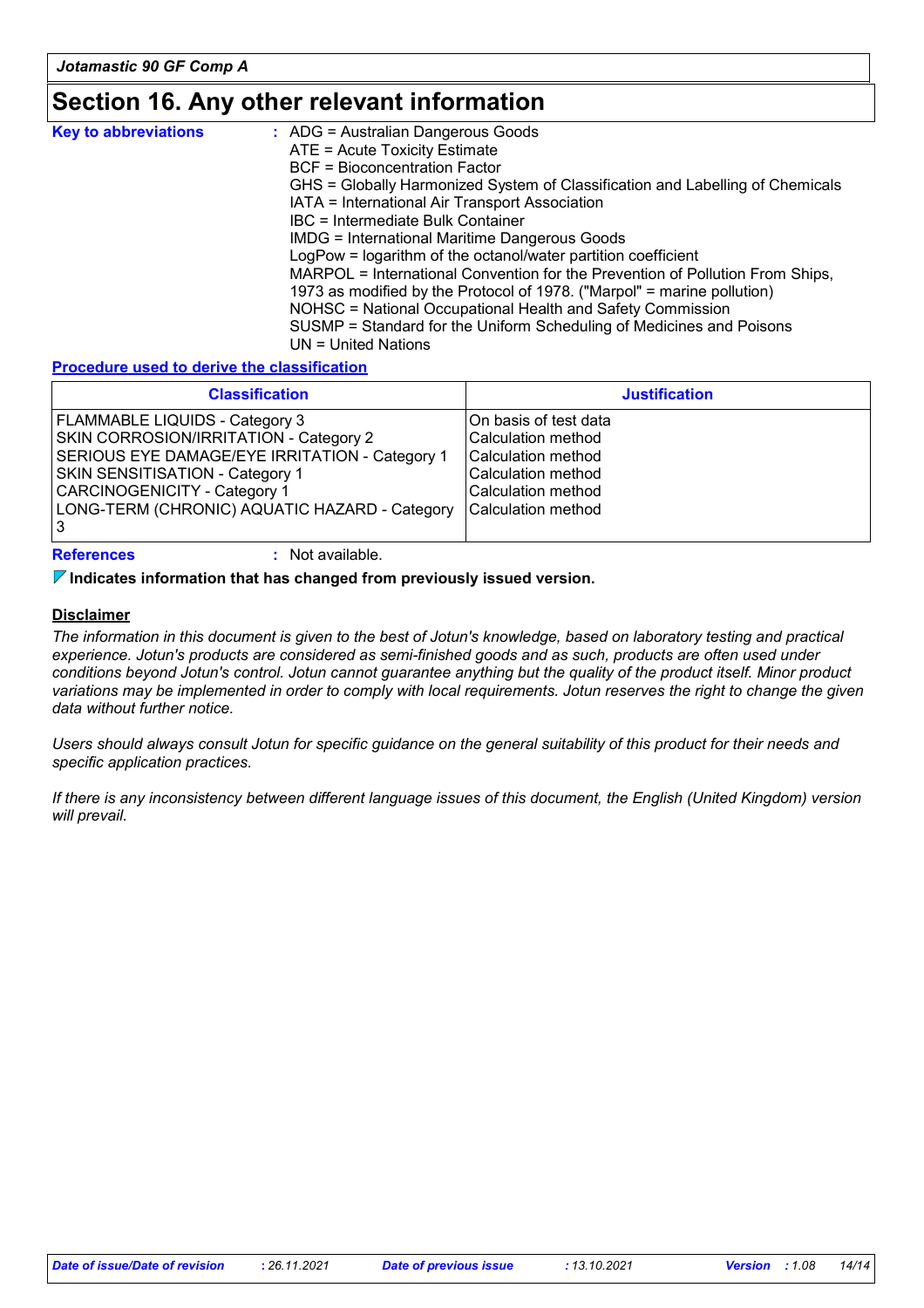## Section 16. Any other relevant information

**Key to abbreviations** : ADG = Australian Dangerous Goods
ATE = Acute Toxicity Estimate
BCF = Bioconcentration Factor
GHS = Globally Harmonized System of Classification and Labelling of Chemicals
IATA = International Air Transport Association
IBC = Intermediate Bulk Container
IMDG = International Maritime Dangerous Goods
LogPow = logarithm of the octanol/water partition coefficient
MARPOL = International Convention for the Prevention of Pollution From Ships, 1973 as modified by the Protocol of 1978. ("Marpol" = marine pollution)
NOHSC = National Occupational Health and Safety Commission
SUSMP = Standard for the Uniform Scheduling of Medicines and Poisons
UN = United Nations

**Procedure used to derive the classification**

| Classification | Justification |
|---|---|
| FLAMMABLE LIQUIDS - Category 3 | On basis of test data |
| SKIN CORROSION/IRRITATION - Category 2 | Calculation method |
| SERIOUS EYE DAMAGE/EYE IRRITATION - Category 1 | Calculation method |
| SKIN SENSITISATION - Category 1 | Calculation method |
| CARCINOGENICITY - Category 1 | Calculation method |
| LONG-TERM (CHRONIC) AQUATIC HAZARD - Category 3 | Calculation method |

**References** : Not available.

**Indicates information that has changed from previously issued version.**

**Disclaimer**

*The information in this document is given to the best of Jotun's knowledge, based on laboratory testing and practical experience. Jotun's products are considered as semi-finished goods and as such, products are often used under conditions beyond Jotun's control. Jotun cannot guarantee anything but the quality of the product itself. Minor product variations may be implemented in order to comply with local requirements. Jotun reserves the right to change the given data without further notice.*

*Users should always consult Jotun for specific guidance on the general suitability of this product for their needs and specific application practices.*

*If there is any inconsistency between different language issues of this document, the English (United Kingdom) version will prevail.*